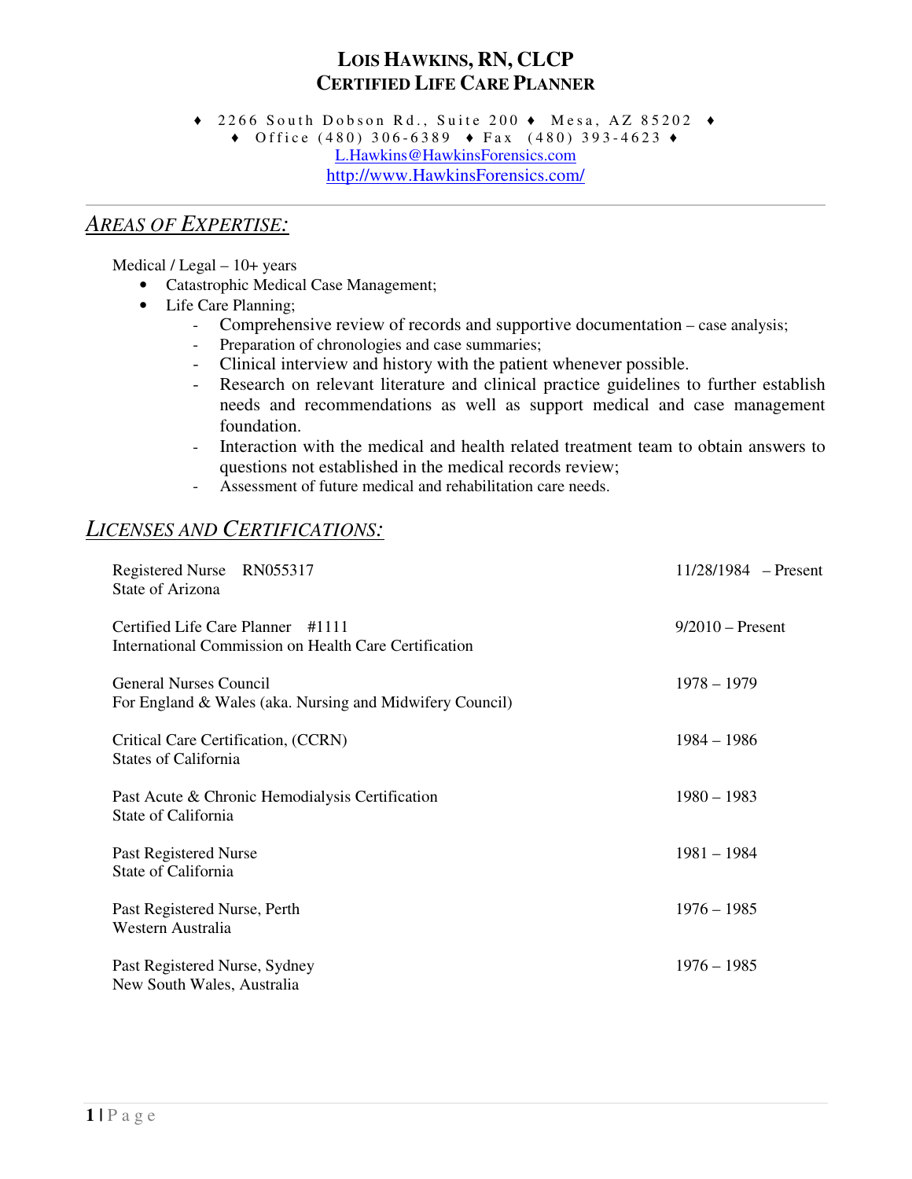# LOIS HAWKINS, RN, CLCP
## CERTIFIED LIFE CARE PLANNER

♦ 2266 South Dobson Rd., Suite 200 ♦ Mesa, AZ 85202 ♦
♦ Office (480) 306-6389 ♦ Fax (480) 393-4623 ♦
L.Hawkins@HawkinsForensics.com
http://www.HawkinsForensics.com/

---

## *AREAS OF EXPERTISE:*

Medical / Legal – 10+ years

- Catastrophic Medical Case Management;
- Life Care Planning;
  - Comprehensive review of records and supportive documentation – case analysis;
  - Preparation of chronologies and case summaries;
  - Clinical interview and history with the patient whenever possible.
  - Research on relevant literature and clinical practice guidelines to further establish needs and recommendations as well as support medical and case management foundation.
  - Interaction with the medical and health related treatment team to obtain answers to questions not established in the medical records review;
  - Assessment of future medical and rehabilitation care needs.

## *LICENSES AND CERTIFICATIONS:*

| | |
|---|---|
| Registered Nurse RN055317<br>State of Arizona | 11/28/1984 – Present |
| Certified Life Care Planner #1111<br>International Commission on Health Care Certification | 9/2010 – Present |
| General Nurses Council<br>For England & Wales (aka. Nursing and Midwifery Council) | 1978 – 1979 |
| Critical Care Certification, (CCRN)<br>States of California | 1984 – 1986 |
| Past Acute & Chronic Hemodialysis Certification<br>State of California | 1980 – 1983 |
| Past Registered Nurse<br>State of California | 1981 – 1984 |
| Past Registered Nurse, Perth<br>Western Australia | 1976 – 1985 |
| Past Registered Nurse, Sydney<br>New South Wales, Australia | 1976 – 1985 |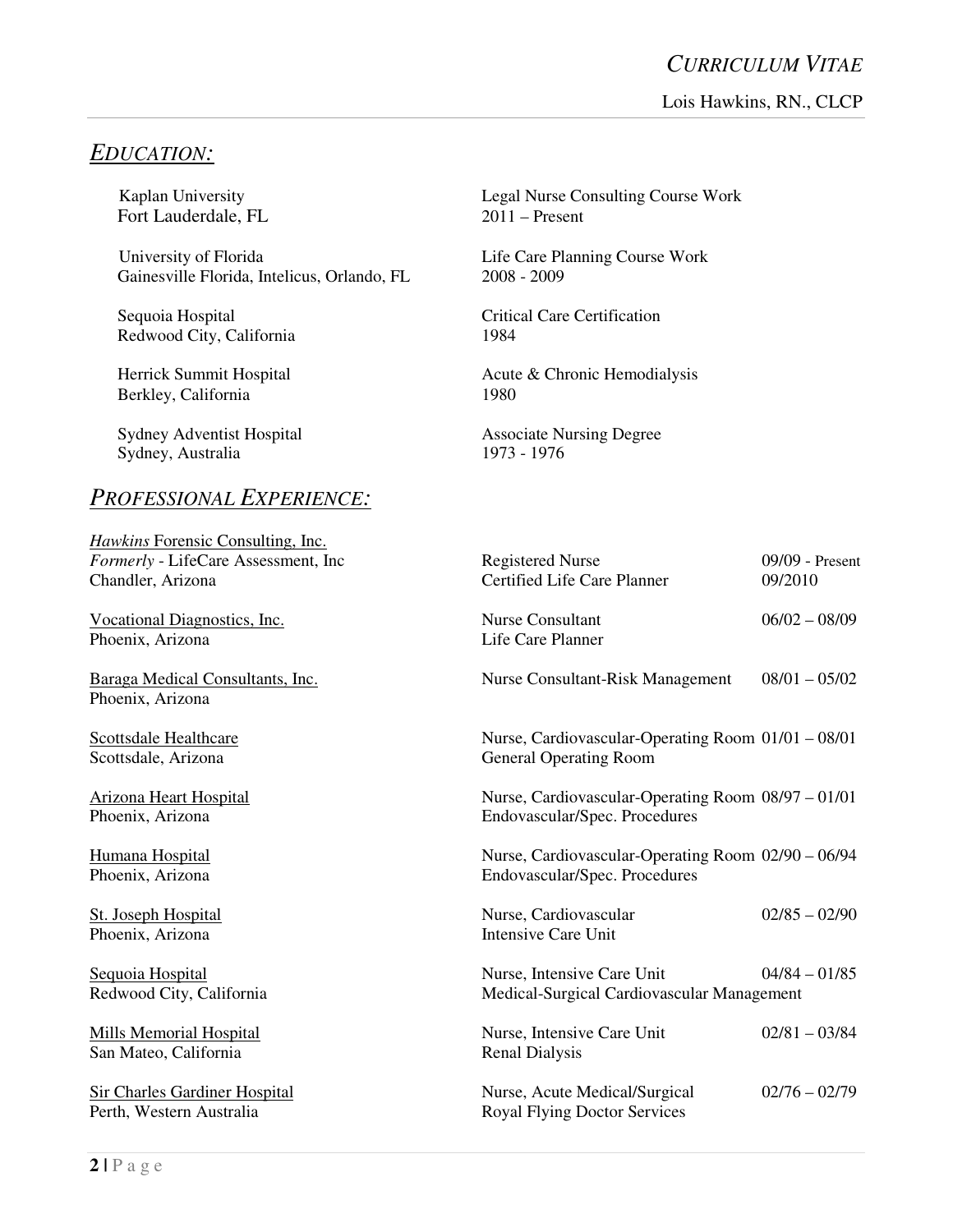## *EDUCATION:*

Kaplan University
Fort Lauderdale, FL — Legal Nurse Consulting Course Work, 2011 – Present

University of Florida
Gainesville Florida, Intelicus, Orlando, FL — Life Care Planning Course Work, 2008 - 2009

Sequoia Hospital
Redwood City, California — Critical Care Certification, 1984

Herrick Summit Hospital
Berkley, California — Acute & Chronic Hemodialysis, 1980

Sydney Adventist Hospital
Sydney, Australia — Associate Nursing Degree, 1973 - 1976

## *PROFESSIONAL EXPERIENCE:*

| Employer | Position | Dates |
|---|---|---|
| *Hawkins* Forensic Consulting, Inc.<br>*Formerly* - LifeCare Assessment, Inc<br>Chandler, Arizona | Registered Nurse<br>Certified Life Care Planner | 09/09 - Present<br>09/2010 |
| Vocational Diagnostics, Inc.<br>Phoenix, Arizona | Nurse Consultant<br>Life Care Planner | 06/02 – 08/09 |
| Baraga Medical Consultants, Inc.<br>Phoenix, Arizona | Nurse Consultant-Risk Management | 08/01 – 05/02 |
| Scottsdale Healthcare<br>Scottsdale, Arizona | Nurse, Cardiovascular-Operating Room<br>General Operating Room | 01/01 – 08/01 |
| Arizona Heart Hospital<br>Phoenix, Arizona | Nurse, Cardiovascular-Operating Room<br>Endovascular/Spec. Procedures | 08/97 – 01/01 |
| Humana Hospital<br>Phoenix, Arizona | Nurse, Cardiovascular-Operating Room<br>Endovascular/Spec. Procedures | 02/90 – 06/94 |
| St. Joseph Hospital<br>Phoenix, Arizona | Nurse, Cardiovascular<br>Intensive Care Unit | 02/85 – 02/90 |
| Sequoia Hospital<br>Redwood City, California | Nurse, Intensive Care Unit<br>Medical-Surgical Cardiovascular Management | 04/84 – 01/85 |
| Mills Memorial Hospital<br>San Mateo, California | Nurse, Intensive Care Unit<br>Renal Dialysis | 02/81 – 03/84 |
| Sir Charles Gardiner Hospital<br>Perth, Western Australia | Nurse, Acute Medical/Surgical<br>Royal Flying Doctor Services | 02/76 – 02/79 |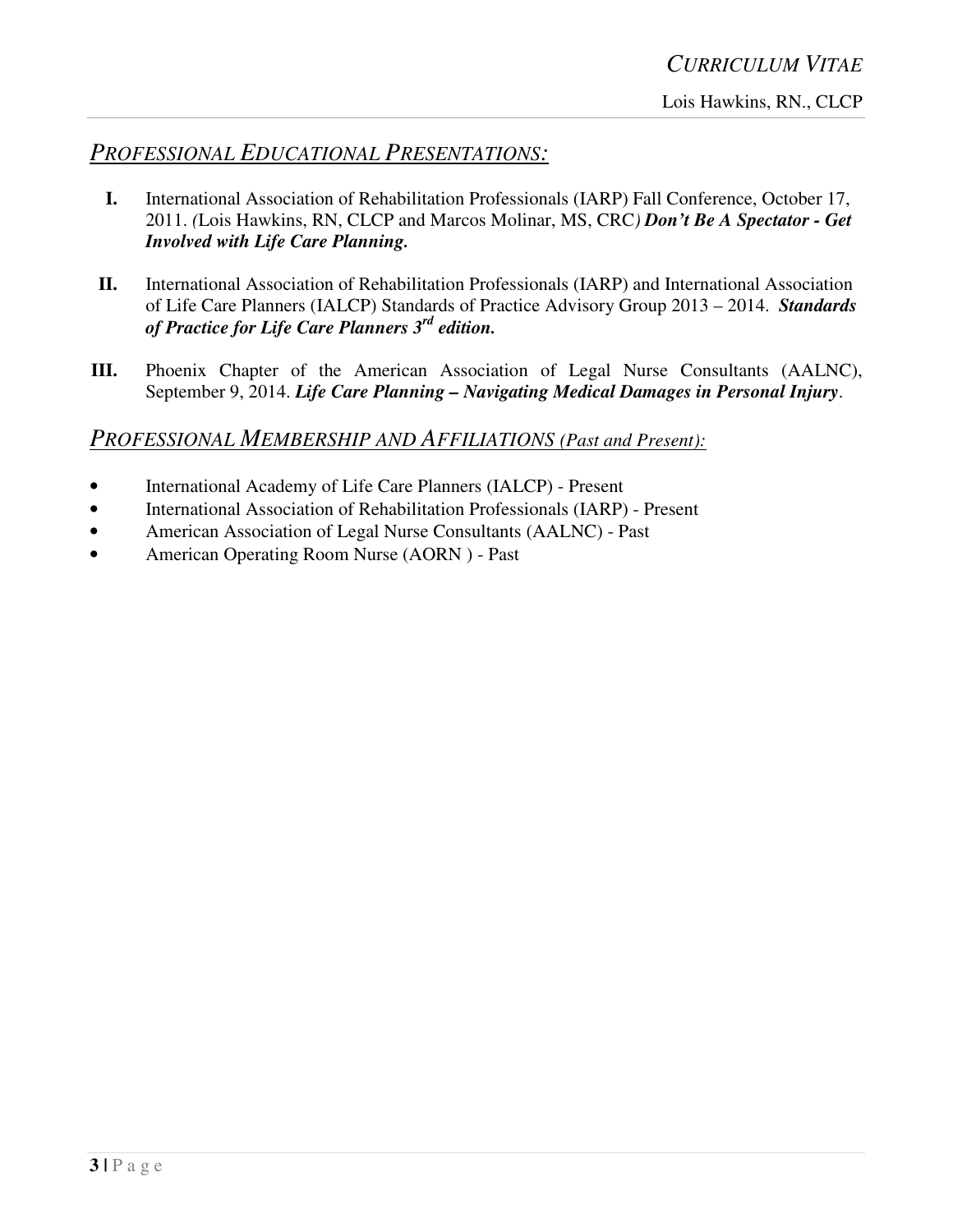## *PROFESSIONAL EDUCATIONAL PRESENTATIONS:*

**I.** International Association of Rehabilitation Professionals (IARP) Fall Conference, October 17, 2011. *(*Lois Hawkins, RN, CLCP and Marcos Molinar, MS, CRC*)* ***Don't Be A Spectator - Get Involved with Life Care Planning.***

**II.** International Association of Rehabilitation Professionals (IARP) and International Association of Life Care Planners (IALCP) Standards of Practice Advisory Group 2013 – 2014. ***Standards of Practice for Life Care Planners 3rd edition.***

**III.** Phoenix Chapter of the American Association of Legal Nurse Consultants (AALNC), September 9, 2014. ***Life Care Planning – Navigating Medical Damages in Personal Injury***.

## *PROFESSIONAL MEMBERSHIP AND AFFILIATIONS (Past and Present):*

- International Academy of Life Care Planners (IALCP) - Present
- International Association of Rehabilitation Professionals (IARP) - Present
- American Association of Legal Nurse Consultants (AALNC) - Past
- American Operating Room Nurse (AORN ) - Past